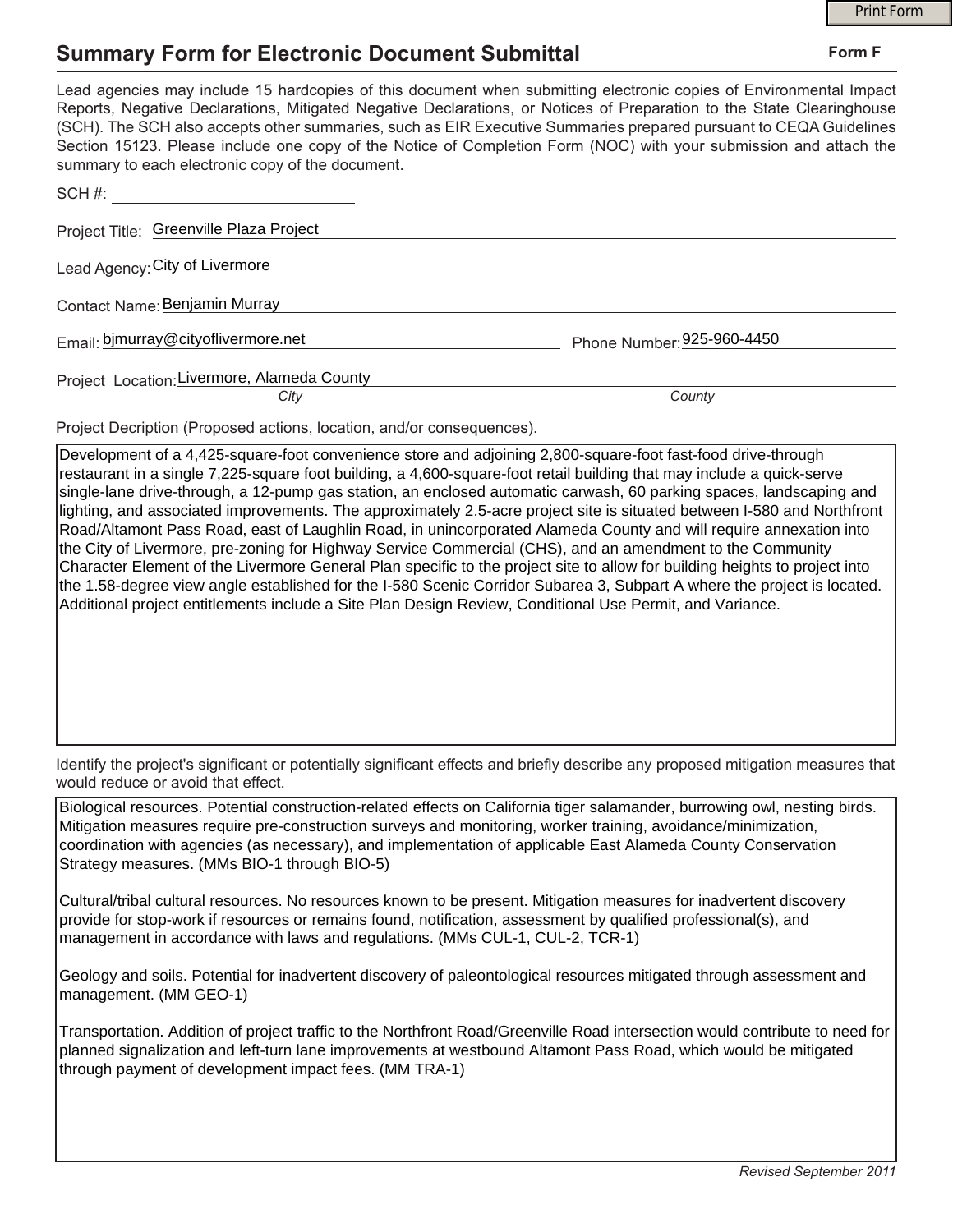# Summary Form for Electronic Document Submittal

**Form F**

Lead agencies may include 15 hardcopies of this document when submitting electronic copies of Environmental Impact Reports, Negative Declarations, Mitigated Negative Declarations, or Notices of Preparation to the State Clearinghouse (SCH). The SCH also accepts other summaries, such as EIR Executive Summaries prepared pursuant to CEQA Guidelines Section 15123. Please include one copy of the Notice of Completion Form (NOC) with your submission and attach the summary to each electronic copy of the document.

SCH #:

Project Title: Greenville Plaza Project

Lead Agency: City of Livermore

Contact Name: Benjamin Murray

Email: bjmurray@cityoflivermore.net

Phone Number: 925-960-4450

Project Location: Livermore, Alameda County

*City* *County*

Project Decription (Proposed actions, location, and/or consequences).

Development of a 4,425-square-foot convenience store and adjoining 2,800-square-foot fast-food drive-through restaurant in a single 7,225-square foot building, a 4,600-square-foot retail building that may include a quick-serve single-lane drive-through, a 12-pump gas station, an enclosed automatic carwash, 60 parking spaces, landscaping and lighting, and associated improvements. The approximately 2.5-acre project site is situated between I-580 and Northfront Road/Altamont Pass Road, east of Laughlin Road, in unincorporated Alameda County and will require annexation into the City of Livermore, pre-zoning for Highway Service Commercial (CHS), and an amendment to the Community Character Element of the Livermore General Plan specific to the project site to allow for building heights to project into the 1.58-degree view angle established for the I-580 Scenic Corridor Subarea 3, Subpart A where the project is located. Additional project entitlements include a Site Plan Design Review, Conditional Use Permit, and Variance.

Identify the project's significant or potentially significant effects and briefly describe any proposed mitigation measures that would reduce or avoid that effect.

Biological resources. Potential construction-related effects on California tiger salamander, burrowing owl, nesting birds. Mitigation measures require pre-construction surveys and monitoring, worker training, avoidance/minimization, coordination with agencies (as necessary), and implementation of applicable East Alameda County Conservation Strategy measures. (MMs BIO-1 through BIO-5)

Cultural/tribal cultural resources. No resources known to be present. Mitigation measures for inadvertent discovery provide for stop-work if resources or remains found, notification, assessment by qualified professional(s), and management in accordance with laws and regulations. (MMs CUL-1, CUL-2, TCR-1)

Geology and soils. Potential for inadvertent discovery of paleontological resources mitigated through assessment and management. (MM GEO-1)

Transportation. Addition of project traffic to the Northfront Road/Greenville Road intersection would contribute to need for planned signalization and left-turn lane improvements at westbound Altamont Pass Road, which would be mitigated through payment of development impact fees. (MM TRA-1)

*Revised September 2011*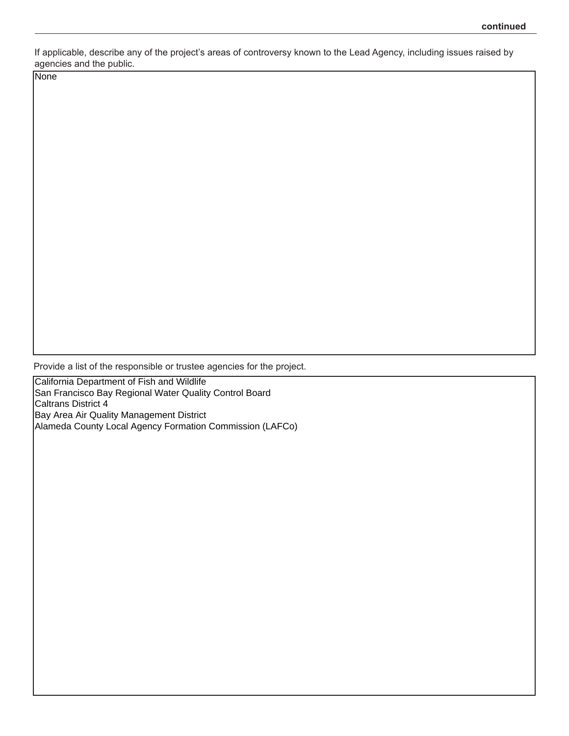continued

If applicable, describe any of the project's areas of controversy known to the Lead Agency, including issues raised by agencies and the public.

None

Provide a list of the responsible or trustee agencies for the project.

California Department of Fish and Wildlife
San Francisco Bay Regional Water Quality Control Board
Caltrans District 4
Bay Area Air Quality Management District
Alameda County Local Agency Formation Commission (LAFCo)